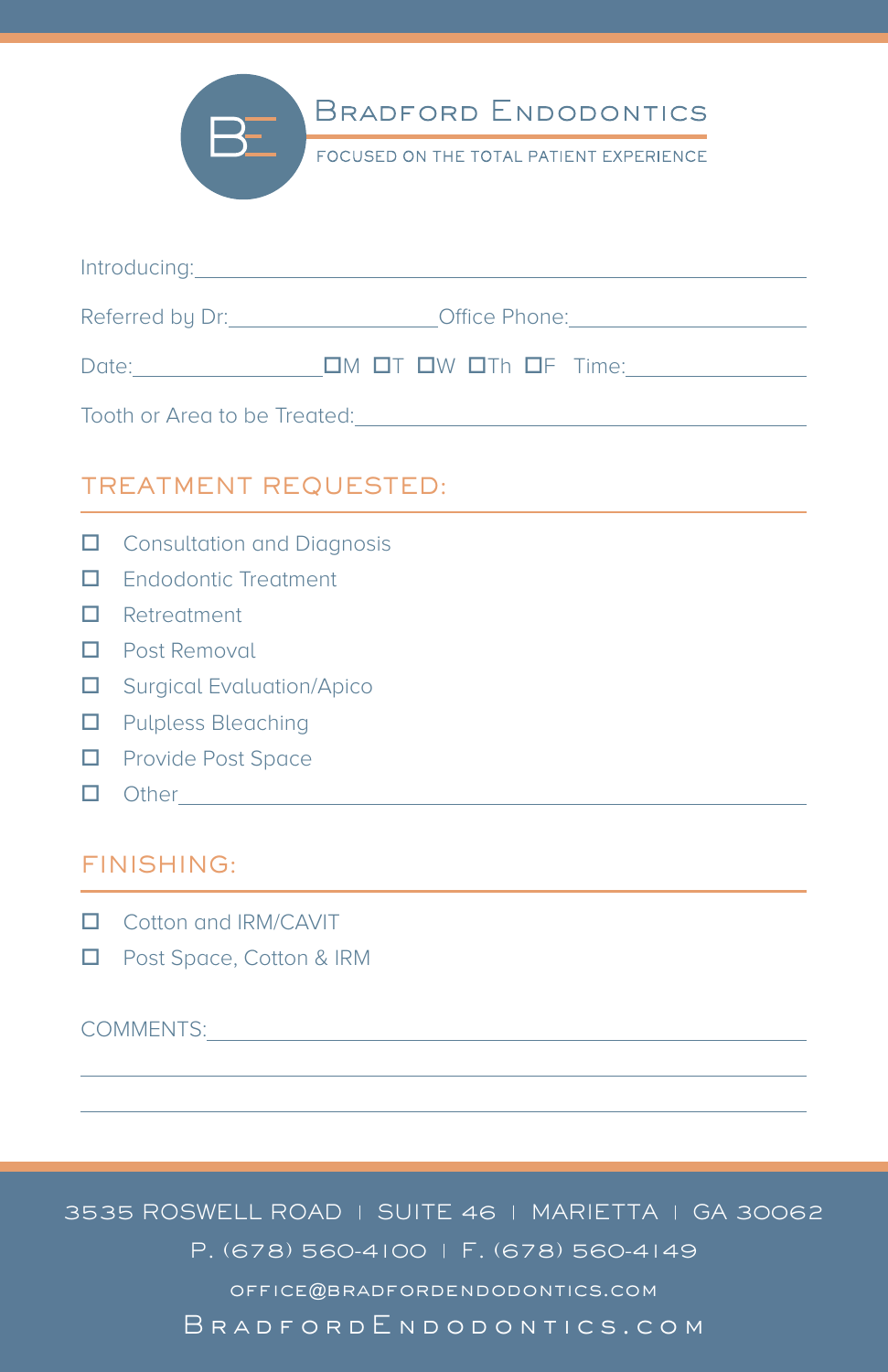# Bradford Endodontics

FOCUSED ON THE TOTAL PATIENT EXPERIENCE

Introducing: ______________________________________________

Referred by Dr: ____________________ Office Phone: ____________________

Date: ________________ ☐M ☐T ☐W ☐Th ☐F Time: ________________

Tooth or Area to be Treated: ______________________________________

## TREATMENT REQUESTED:

- ☐ Consultation and Diagnosis
- ☐ Endodontic Treatment
- ☐ Retreatment
- ☐ Post Removal
- ☐ Surgical Evaluation/Apico
- ☐ Pulpless Bleaching
- ☐ Provide Post Space
- ☐ Other ______________________________________________

## FINISHING:

- ☐ Cotton and IRM/CAVIT
- ☐ Post Space, Cotton & IRM

COMMENTS: ______________________________________________

______________________________________________

______________________________________________

3535 ROSWELL ROAD | SUITE 46 | MARIETTA | GA 30062

P. (678) 560-4100 | F. (678) 560-4149

OFFICE@BRADFORDENDODONTICS.COM

BRADFORDENDODONTICS.COM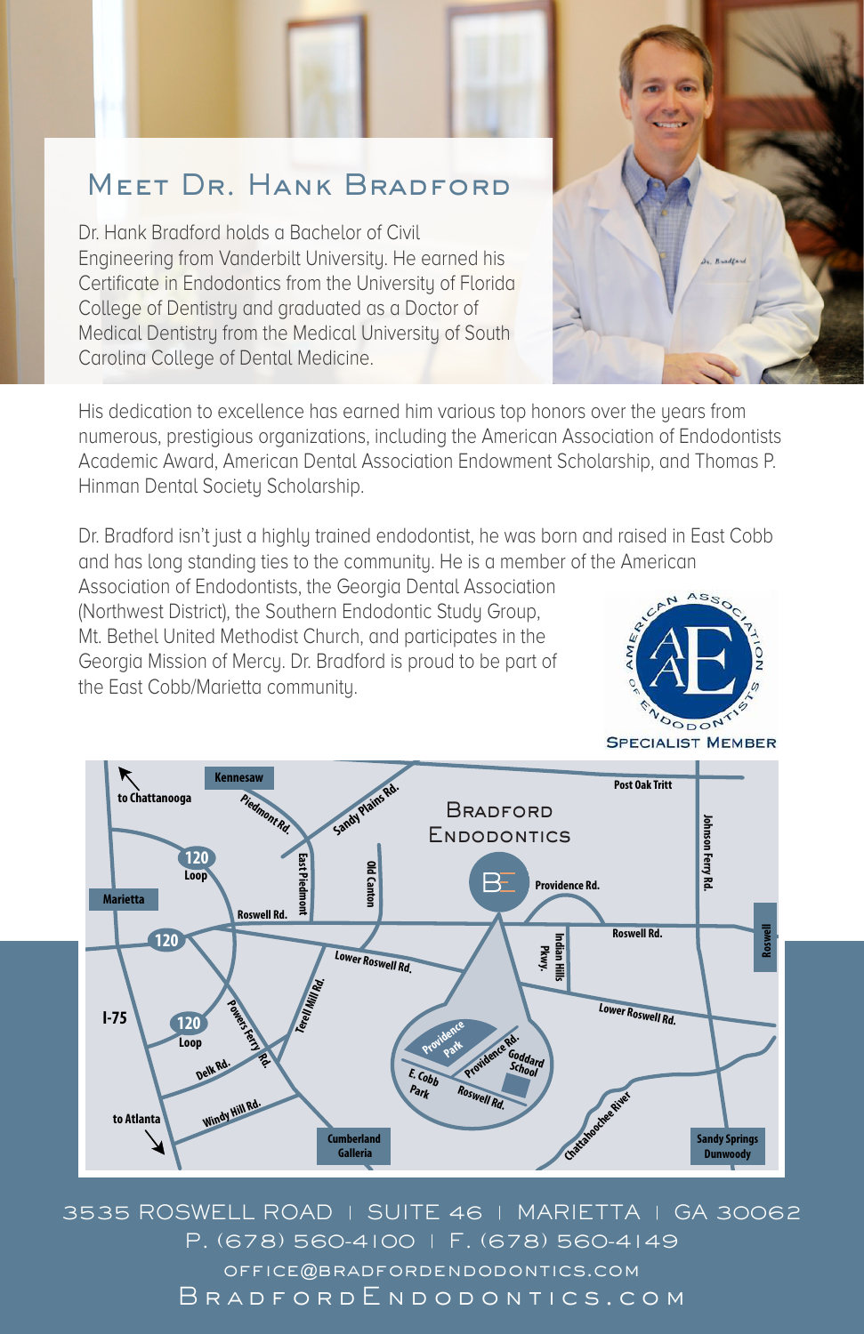# Meet Dr. Hank Bradford

Dr. Hank Bradford holds a Bachelor of Civil Engineering from Vanderbilt University. He earned his Certificate in Endodontics from the University of Florida College of Dentistry and graduated as a Doctor of Medical Dentistry from the Medical University of South Carolina College of Dental Medicine.

His dedication to excellence has earned him various top honors over the years from numerous, prestigious organizations, including the American Association of Endodontists Academic Award, American Dental Association Endowment Scholarship, and Thomas P. Hinman Dental Society Scholarship.

Dr. Bradford isn't just a highly trained endodontist, he was born and raised in East Cobb and has long standing ties to the community. He is a member of the American Association of Endodontists, the Georgia Dental Association (Northwest District), the Southern Endodontic Study Group, Mt. Bethel United Methodist Church, and participates in the Georgia Mission of Mercy. Dr. Bradford is proud to be part of the East Cobb/Marietta community.

American Association of Endodontists
Specialist Member

Bradford Endodontics

to Chattanooga
Kennesaw
Piedmont Rd.
Sandy Plains Rd.
Post Oak Tritt
Johnson Ferry Rd.
120 Loop
Marietta
East Piedmont
Old Canton
Providence Rd.
Roswell Rd.
Roswell
120
Lower Roswell Rd.
Indian Hills Pkwy.
I-75
Terell Mill Rd.
Powers Ferry Rd.
120 Loop
Delk Rd.
Providence Park
Providence Rd.
Goddard School
E. Cobb Park
Roswell Rd.
Chattahoochee River
to Atlanta
Windy Hill Rd.
Cumberland Galleria
Sandy Springs Dunwoody

3535 Roswell Road | Suite 46 | Marietta | GA 30062
P. (678) 560-4100 | F. (678) 560-4149
office@bradfordendodontics.com
BradfordEndodontics.com